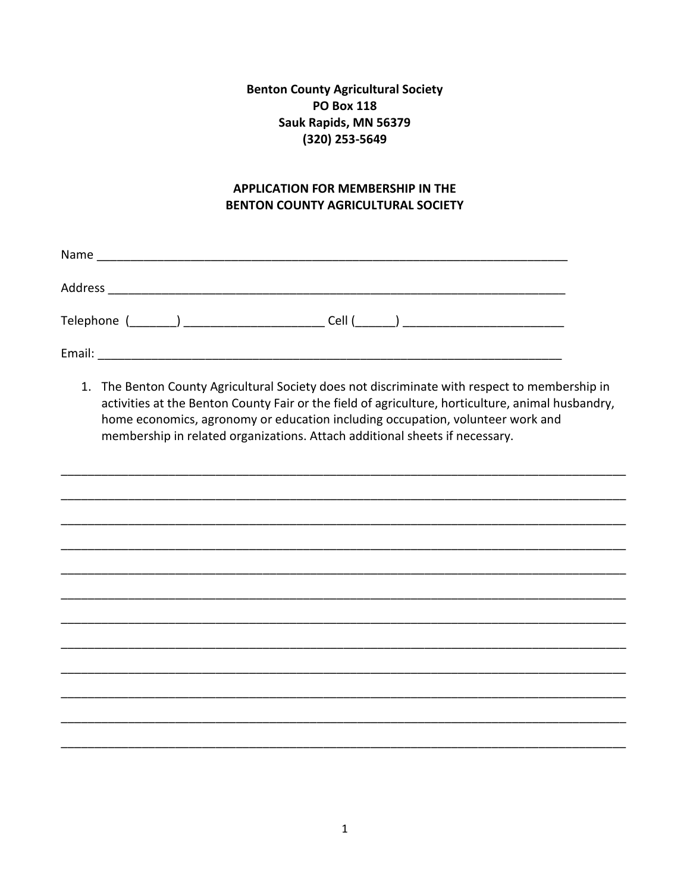**Benton County Agricultural Society**
**PO Box 118**
**Sauk Rapids, MN 56379**
**(320) 253-5649**

**APPLICATION FOR MEMBERSHIP IN THE BENTON COUNTY AGRICULTURAL SOCIETY**

Name ___________________________________________________________________________

Address _________________________________________________________________________

Telephone (_______) _____________________ Cell (______) ________________________

Email: __________________________________________________________________________

1. The Benton County Agricultural Society does not discriminate with respect to membership in activities at the Benton County Fair or the field of agriculture, horticulture, animal husbandry, home economics, agronomy or education including occupation, volunteer work and membership in related organizations. Attach additional sheets if necessary.

_____________________________________________________________________________________

_____________________________________________________________________________________

_____________________________________________________________________________________

_____________________________________________________________________________________

_____________________________________________________________________________________

_____________________________________________________________________________________

_____________________________________________________________________________________

_____________________________________________________________________________________

_____________________________________________________________________________________

_____________________________________________________________________________________

_____________________________________________________________________________________

_____________________________________________________________________________________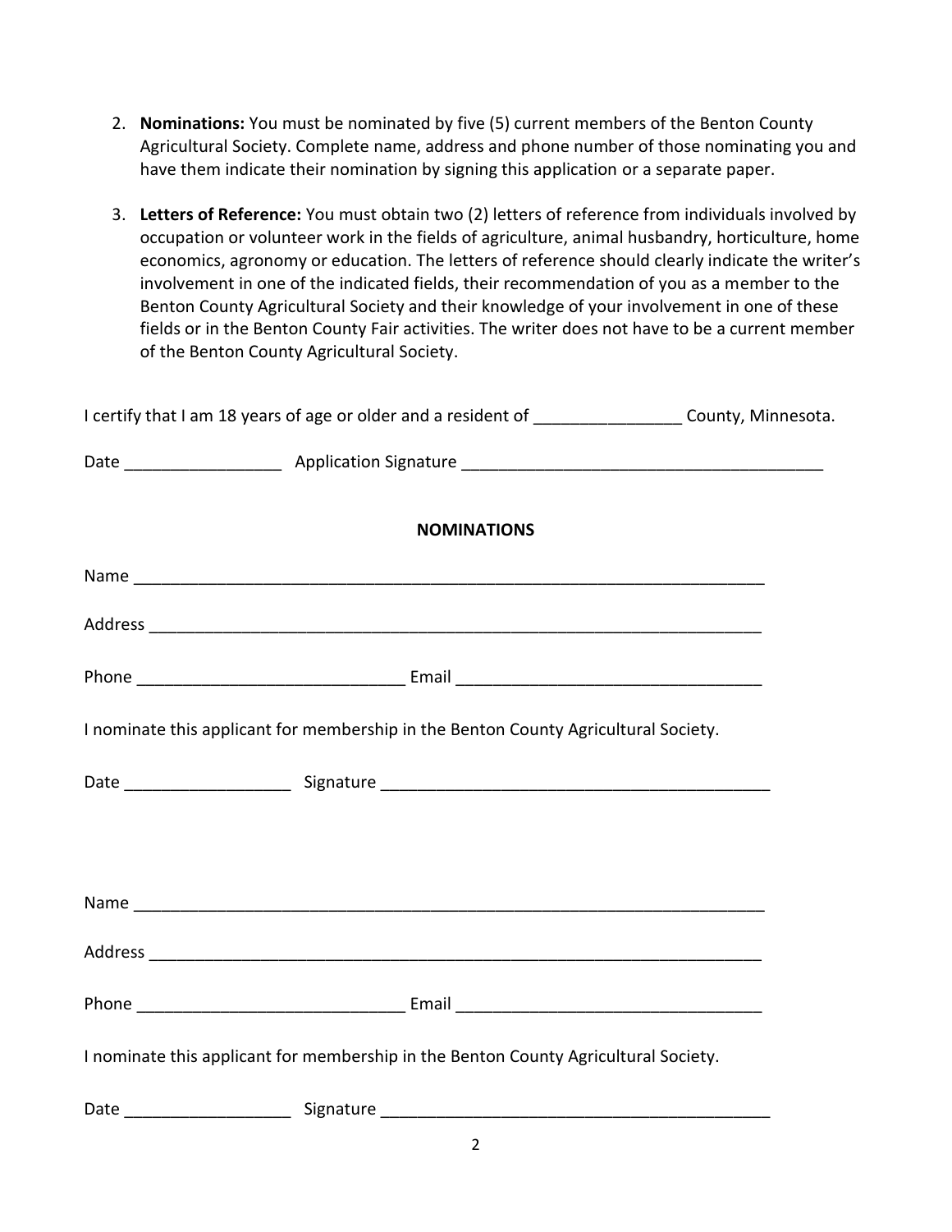2. **Nominations:** You must be nominated by five (5) current members of the Benton County Agricultural Society. Complete name, address and phone number of those nominating you and have them indicate their nomination by signing this application or a separate paper.

3. **Letters of Reference:** You must obtain two (2) letters of reference from individuals involved by occupation or volunteer work in the fields of agriculture, animal husbandry, horticulture, home economics, agronomy or education. The letters of reference should clearly indicate the writer's involvement in one of the indicated fields, their recommendation of you as a member to the Benton County Agricultural Society and their knowledge of your involvement in one of these fields or in the Benton County Fair activities. The writer does not have to be a current member of the Benton County Agricultural Society.

I certify that I am 18 years of age or older and a resident of _______________ County, Minnesota.

Date ________________ Application Signature ______________________________________

**NOMINATIONS**

Name ____________________________________________________________________

Address __________________________________________________________________

Phone ____________________________ Email ________________________________

I nominate this applicant for membership in the Benton County Agricultural Society.

Date _________________ Signature _________________________________________

Name ____________________________________________________________________

Address __________________________________________________________________

Phone ____________________________ Email ________________________________

I nominate this applicant for membership in the Benton County Agricultural Society.

Date _________________ Signature _________________________________________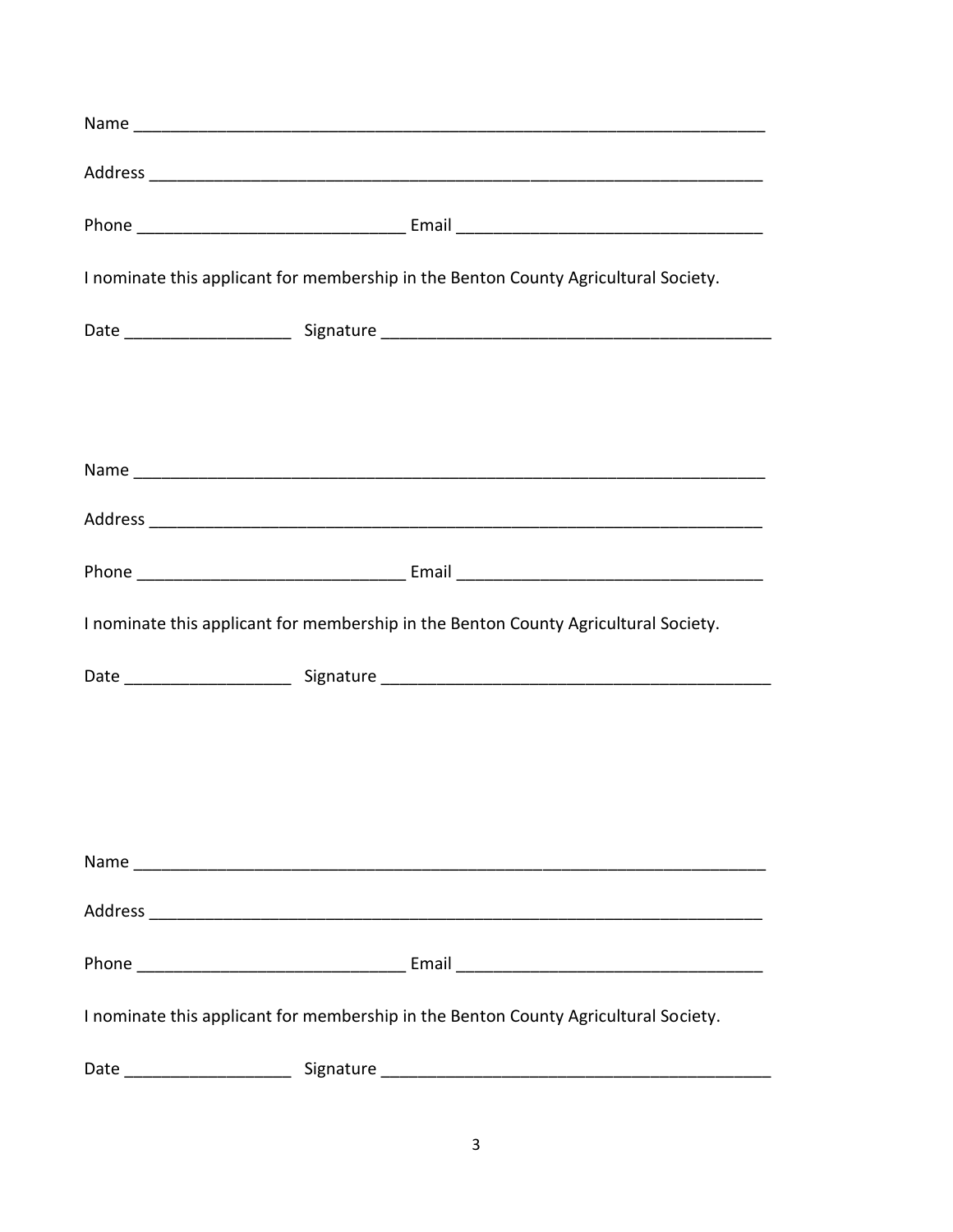Name ______________________________________________________________________

Address ____________________________________________________________________

Phone ______________________________ Email __________________________________

I nominate this applicant for membership in the Benton County Agricultural Society.

Date __________________ Signature __________________________________________

Name ______________________________________________________________________

Address ____________________________________________________________________

Phone ______________________________ Email __________________________________

I nominate this applicant for membership in the Benton County Agricultural Society.

Date __________________ Signature __________________________________________

Name ______________________________________________________________________

Address ____________________________________________________________________

Phone ______________________________ Email __________________________________

I nominate this applicant for membership in the Benton County Agricultural Society.

Date __________________ Signature __________________________________________